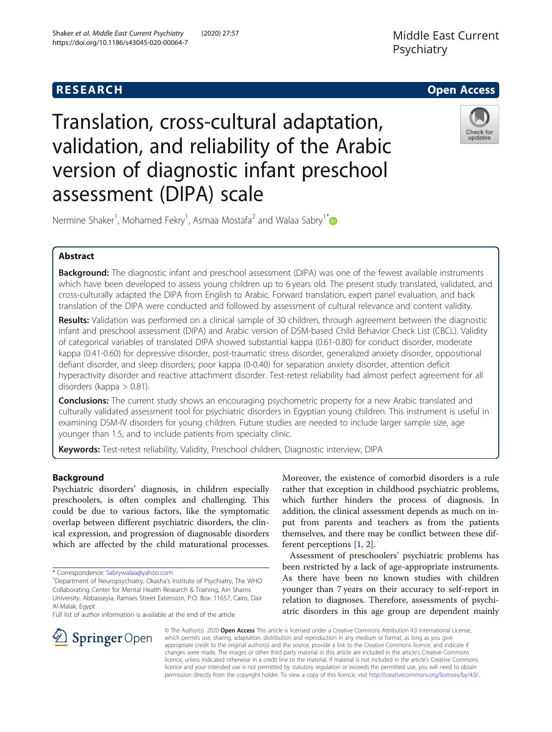RESEARCH Open Access

# Translation, cross-cultural adaptation, validation, and reliability of the Arabic version of diagnostic infant preschool assessment (DIPA) scale

Nermine Shaker[1], Mohamed Fekry[1], Asmaa Mostafa[2] and Walaa Sabry[1*]

## Abstract

**Background:** The diagnostic infant and preschool assessment (DIPA) was one of the fewest available instruments which have been developed to assess young children up to 6 years old. The present study translated, validated, and cross-culturally adapted the DIPA from English to Arabic. Forward translation, expert panel evaluation, and back translation of the DIPA were conducted and followed by assessment of cultural relevance and content validity.

**Results:** Validation was performed on a clinical sample of 30 children, through agreement between the diagnostic infant and preschool assessment (DIPA) and Arabic version of DSM-based Child Behavior Check List (CBCL). Validity of categorical variables of translated DIPA showed substantial kappa (0.61-0.80) for conduct disorder, moderate kappa (0.41-0.60) for depressive disorder, post-traumatic stress disorder, generalized anxiety disorder, oppositional defiant disorder, and sleep disorders; poor kappa (0-0.40) for separation anxiety disorder, attention deficit hyperactivity disorder and reactive attachment disorder. Test-retest reliability had almost perfect agreement for all disorders (kappa > 0.81).

**Conclusions:** The current study shows an encouraging psychometric property for a new Arabic translated and culturally validated assessment tool for psychiatric disorders in Egyptian young children. This instrument is useful in examining DSM-IV disorders for young children. Future studies are needed to include larger sample size, age younger than 1.5, and to include patients from specialty clinic.

**Keywords:** Test-retest reliability, Validity, Preschool children, Diagnostic interview, DIPA

## Background

Psychiatric disorders' diagnosis, in children especially preschoolers, is often complex and challenging. This could be due to various factors, like the symptomatic overlap between different psychiatric disorders, the clinical expression, and progression of diagnosable disorders which are affected by the child maturational processes. Moreover, the existence of comorbid disorders is a rule rather that exception in childhood psychiatric problems, which further hinders the process of diagnosis. In addition, the clinical assessment depends as much on input from parents and teachers as from the patients themselves, and there may be conflict between these different perceptions [1, 2].

Assessment of preschoolers' psychiatric problems has been restricted by a lack of age-appropriate instruments. As there have been no known studies with children younger than 7 years on their accuracy to self-report in relation to diagnoses. Therefore, assessments of psychiatric disorders in this age group are dependent mainly

* Correspondence: Sabrywalaa@yahoo.com
[1]Department of Neuropsychiatry, Okasha's Institute of Psychiatry, The WHO Collaborating Center for Mental Health Research & Training, Ain Shams University, Abbasseyia, Ramses Street Extension, P.O. Box: 11657, Cairo, Dair Al-Malak, Egypt
Full list of author information is available at the end of the article

© The Author(s). 2020 **Open Access** This article is licensed under a Creative Commons Attribution 4.0 International License, which permits use, sharing, adaptation, distribution and reproduction in any medium or format, as long as you give appropriate credit to the original author(s) and the source, provide a link to the Creative Commons licence, and indicate if changes were made. The images or other third party material in this article are included in the article's Creative Commons licence, unless indicated otherwise in a credit line to the material. If material is not included in the article's Creative Commons licence and your intended use is not permitted by statutory regulation or exceeds the permitted use, you will need to obtain permission directly from the copyright holder. To view a copy of this licence, visit http://creativecommons.org/licenses/by/4.0/.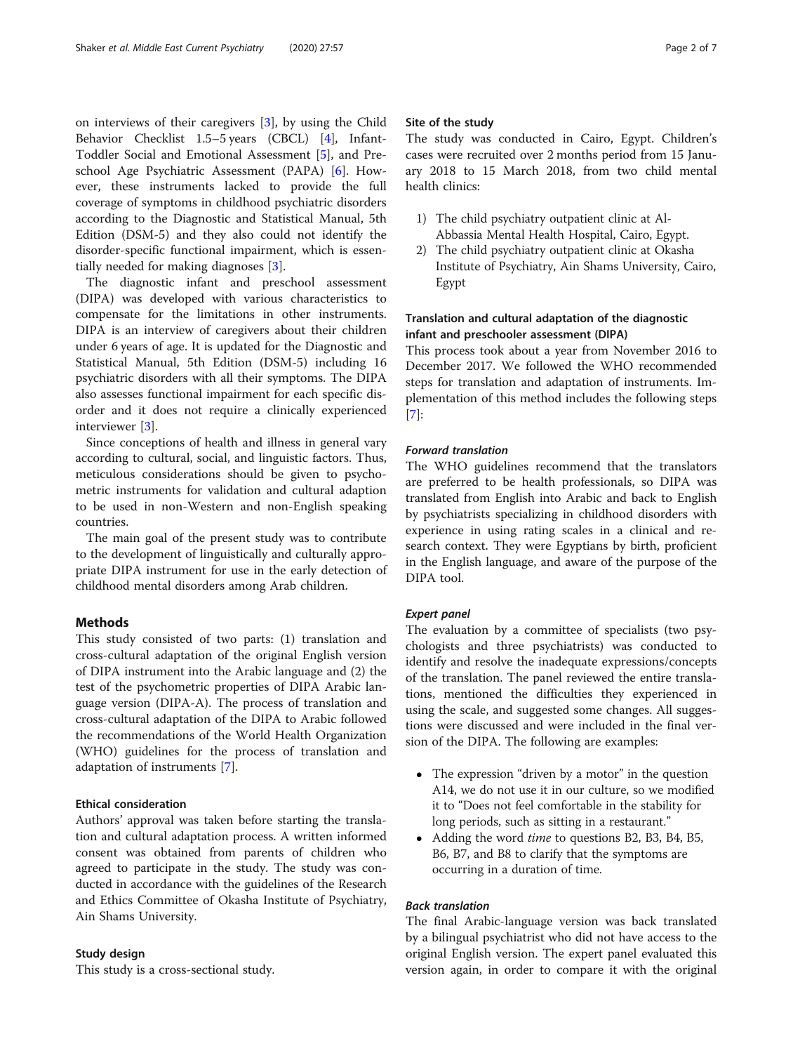on interviews of their caregivers [3], by using the Child Behavior Checklist 1.5–5 years (CBCL) [4], Infant-Toddler Social and Emotional Assessment [5], and Preschool Age Psychiatric Assessment (PAPA) [6]. However, these instruments lacked to provide the full coverage of symptoms in childhood psychiatric disorders according to the Diagnostic and Statistical Manual, 5th Edition (DSM-5) and they also could not identify the disorder-specific functional impairment, which is essentially needed for making diagnoses [3].

The diagnostic infant and preschool assessment (DIPA) was developed with various characteristics to compensate for the limitations in other instruments. DIPA is an interview of caregivers about their children under 6 years of age. It is updated for the Diagnostic and Statistical Manual, 5th Edition (DSM-5) including 16 psychiatric disorders with all their symptoms. The DIPA also assesses functional impairment for each specific disorder and it does not require a clinically experienced interviewer [3].

Since conceptions of health and illness in general vary according to cultural, social, and linguistic factors. Thus, meticulous considerations should be given to psychometric instruments for validation and cultural adaption to be used in non-Western and non-English speaking countries.

The main goal of the present study was to contribute to the development of linguistically and culturally appropriate DIPA instrument for use in the early detection of childhood mental disorders among Arab children.

## Methods

This study consisted of two parts: (1) translation and cross-cultural adaptation of the original English version of DIPA instrument into the Arabic language and (2) the test of the psychometric properties of DIPA Arabic language version (DIPA-A). The process of translation and cross-cultural adaptation of the DIPA to Arabic followed the recommendations of the World Health Organization (WHO) guidelines for the process of translation and adaptation of instruments [7].

### Ethical consideration

Authors' approval was taken before starting the translation and cultural adaptation process. A written informed consent was obtained from parents of children who agreed to participate in the study. The study was conducted in accordance with the guidelines of the Research and Ethics Committee of Okasha Institute of Psychiatry, Ain Shams University.

### Study design

This study is a cross-sectional study.

### Site of the study

The study was conducted in Cairo, Egypt. Children's cases were recruited over 2 months period from 15 January 2018 to 15 March 2018, from two child mental health clinics:

1) The child psychiatry outpatient clinic at Al-Abbassia Mental Health Hospital, Cairo, Egypt.
2) The child psychiatry outpatient clinic at Okasha Institute of Psychiatry, Ain Shams University, Cairo, Egypt

### Translation and cultural adaptation of the diagnostic infant and preschooler assessment (DIPA)

This process took about a year from November 2016 to December 2017. We followed the WHO recommended steps for translation and adaptation of instruments. Implementation of this method includes the following steps [7]:

#### *Forward translation*

The WHO guidelines recommend that the translators are preferred to be health professionals, so DIPA was translated from English into Arabic and back to English by psychiatrists specializing in childhood disorders with experience in using rating scales in a clinical and research context. They were Egyptians by birth, proficient in the English language, and aware of the purpose of the DIPA tool.

#### *Expert panel*

The evaluation by a committee of specialists (two psychologists and three psychiatrists) was conducted to identify and resolve the inadequate expressions/concepts of the translation. The panel reviewed the entire translations, mentioned the difficulties they experienced in using the scale, and suggested some changes. All suggestions were discussed and were included in the final version of the DIPA. The following are examples:

- The expression "driven by a motor" in the question A14, we do not use it in our culture, so we modified it to "Does not feel comfortable in the stability for long periods, such as sitting in a restaurant."
- Adding the word *time* to questions B2, B3, B4, B5, B6, B7, and B8 to clarify that the symptoms are occurring in a duration of time.

#### *Back translation*

The final Arabic-language version was back translated by a bilingual psychiatrist who did not have access to the original English version. The expert panel evaluated this version again, in order to compare it with the original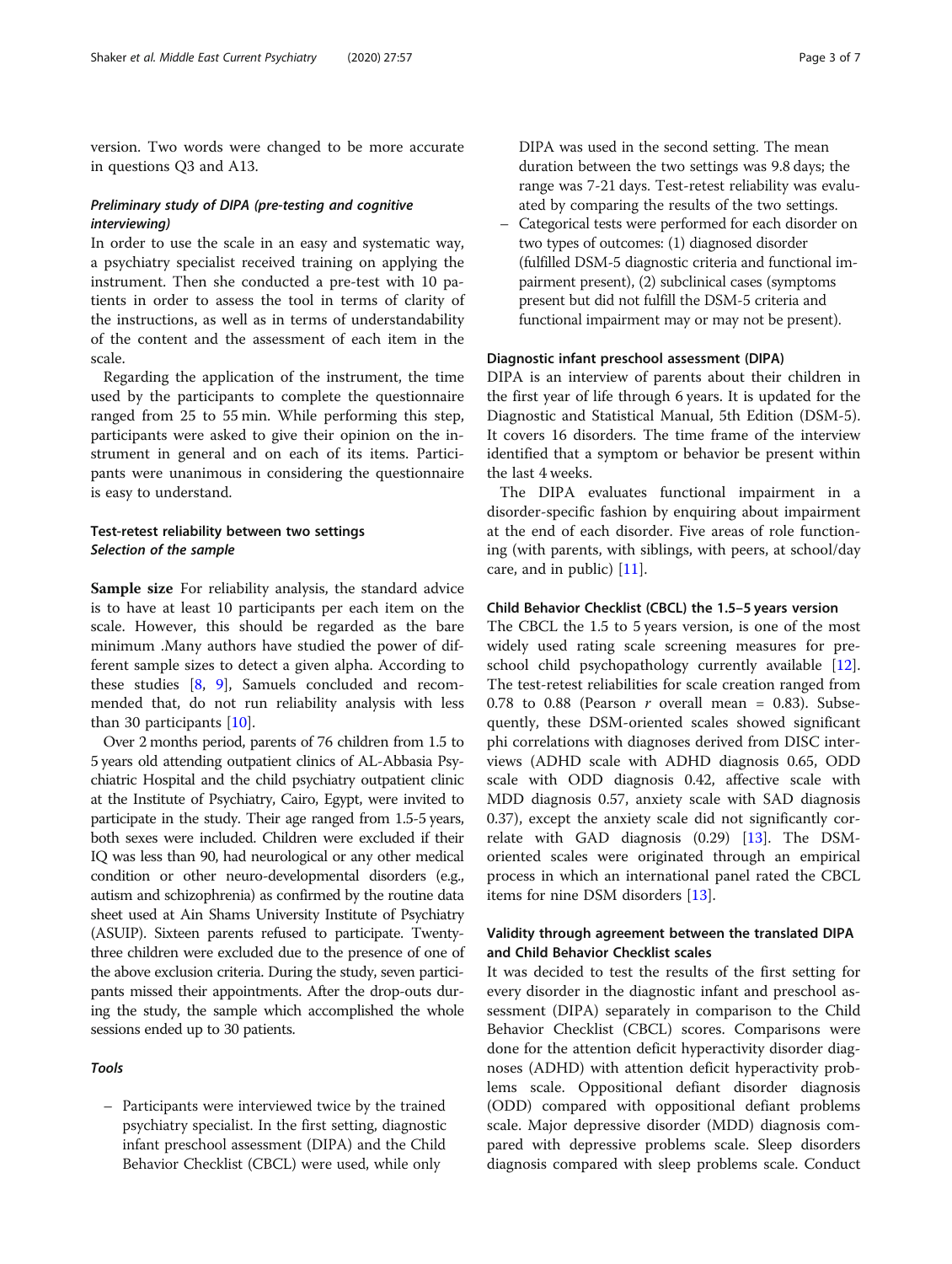version. Two words were changed to be more accurate in questions Q3 and A13.

### *Preliminary study of DIPA (pre-testing and cognitive interviewing)*

In order to use the scale in an easy and systematic way, a psychiatry specialist received training on applying the instrument. Then she conducted a pre-test with 10 patients in order to assess the tool in terms of clarity of the instructions, as well as in terms of understandability of the content and the assessment of each item in the scale.

Regarding the application of the instrument, the time used by the participants to complete the questionnaire ranged from 25 to 55 min. While performing this step, participants were asked to give their opinion on the instrument in general and on each of its items. Participants were unanimous in considering the questionnaire is easy to understand.

### Test-retest reliability between two settings

#### *Selection of the sample*

**Sample size** For reliability analysis, the standard advice is to have at least 10 participants per each item on the scale. However, this should be regarded as the bare minimum .Many authors have studied the power of different sample sizes to detect a given alpha. According to these studies [8, 9], Samuels concluded and recommended that, do not run reliability analysis with less than 30 participants [10].

Over 2 months period, parents of 76 children from 1.5 to 5 years old attending outpatient clinics of AL-Abbasia Psychiatric Hospital and the child psychiatry outpatient clinic at the Institute of Psychiatry, Cairo, Egypt, were invited to participate in the study. Their age ranged from 1.5-5 years, both sexes were included. Children were excluded if their IQ was less than 90, had neurological or any other medical condition or other neuro-developmental disorders (e.g., autism and schizophrenia) as confirmed by the routine data sheet used at Ain Shams University Institute of Psychiatry (ASUIP). Sixteen parents refused to participate. Twenty-three children were excluded due to the presence of one of the above exclusion criteria. During the study, seven participants missed their appointments. After the drop-outs during the study, the sample which accomplished the whole sessions ended up to 30 patients.

#### *Tools*

- Participants were interviewed twice by the trained psychiatry specialist. In the first setting, diagnostic infant preschool assessment (DIPA) and the Child Behavior Checklist (CBCL) were used, while only DIPA was used in the second setting. The mean duration between the two settings was 9.8 days; the range was 7-21 days. Test-retest reliability was evaluated by comparing the results of the two settings.
- Categorical tests were performed for each disorder on two types of outcomes: (1) diagnosed disorder (fulfilled DSM-5 diagnostic criteria and functional impairment present), (2) subclinical cases (symptoms present but did not fulfill the DSM-5 criteria and functional impairment may or may not be present).

### Diagnostic infant preschool assessment (DIPA)

DIPA is an interview of parents about their children in the first year of life through 6 years. It is updated for the Diagnostic and Statistical Manual, 5th Edition (DSM-5). It covers 16 disorders. The time frame of the interview identified that a symptom or behavior be present within the last 4 weeks.

The DIPA evaluates functional impairment in a disorder-specific fashion by enquiring about impairment at the end of each disorder. Five areas of role functioning (with parents, with siblings, with peers, at school/day care, and in public) [11].

### Child Behavior Checklist (CBCL) the 1.5–5 years version

The CBCL the 1.5 to 5 years version, is one of the most widely used rating scale screening measures for preschool child psychopathology currently available [12]. The test-retest reliabilities for scale creation ranged from 0.78 to 0.88 (Pearson $r$ overall mean = 0.83). Subsequently, these DSM-oriented scales showed significant phi correlations with diagnoses derived from DISC interviews (ADHD scale with ADHD diagnosis 0.65, ODD scale with ODD diagnosis 0.42, affective scale with MDD diagnosis 0.57, anxiety scale with SAD diagnosis 0.37), except the anxiety scale did not significantly correlate with GAD diagnosis (0.29) [13]. The DSM-oriented scales were originated through an empirical process in which an international panel rated the CBCL items for nine DSM disorders [13].

### Validity through agreement between the translated DIPA and Child Behavior Checklist scales

It was decided to test the results of the first setting for every disorder in the diagnostic infant and preschool assessment (DIPA) separately in comparison to the Child Behavior Checklist (CBCL) scores. Comparisons were done for the attention deficit hyperactivity disorder diagnoses (ADHD) with attention deficit hyperactivity problems scale. Oppositional defiant disorder diagnosis (ODD) compared with oppositional defiant problems scale. Major depressive disorder (MDD) diagnosis compared with depressive problems scale. Sleep disorders diagnosis compared with sleep problems scale. Conduct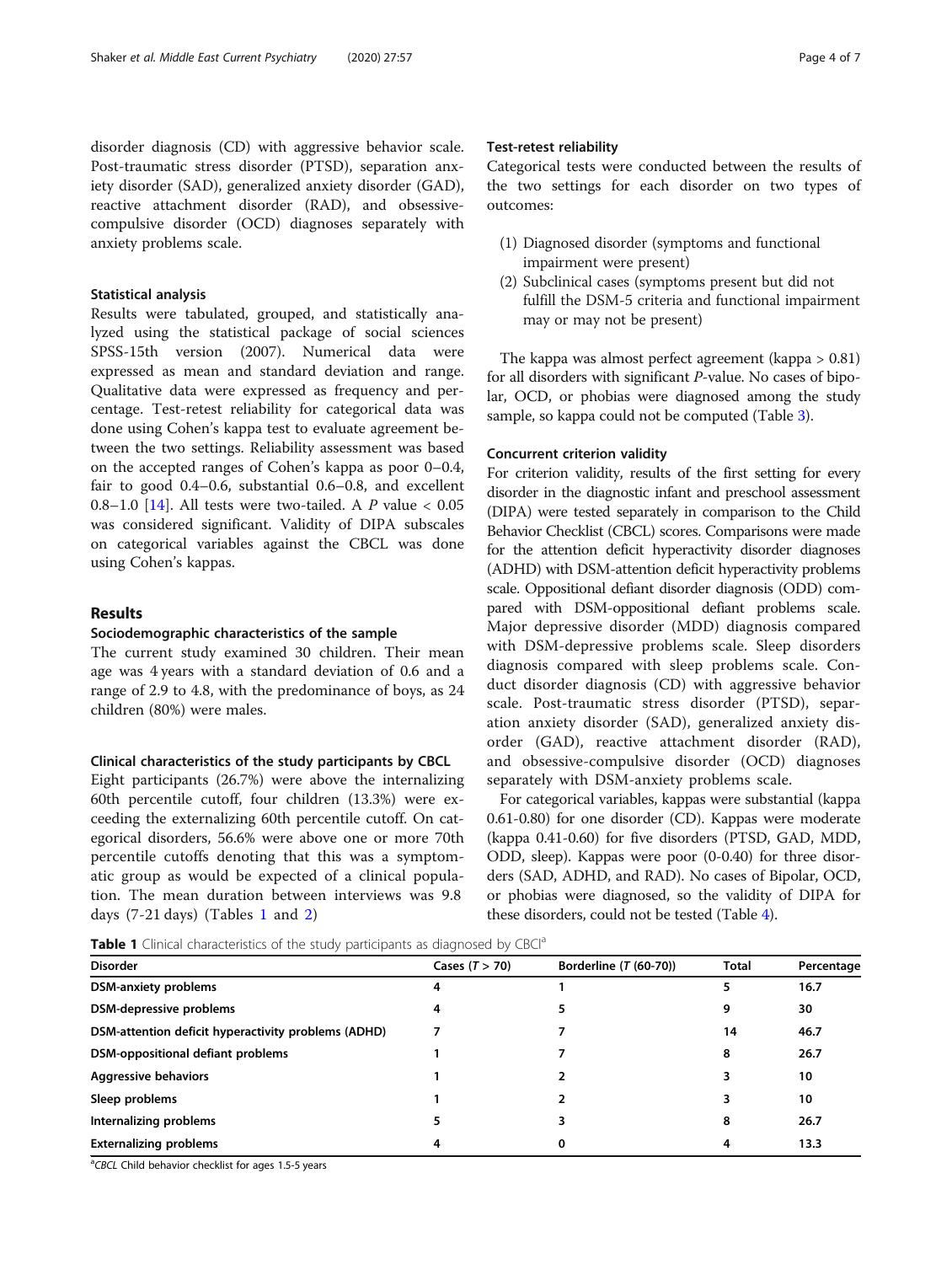disorder diagnosis (CD) with aggressive behavior scale. Post-traumatic stress disorder (PTSD), separation anxiety disorder (SAD), generalized anxiety disorder (GAD), reactive attachment disorder (RAD), and obsessive-compulsive disorder (OCD) diagnoses separately with anxiety problems scale.

### Statistical analysis

Results were tabulated, grouped, and statistically analyzed using the statistical package of social sciences SPSS-15th version (2007). Numerical data were expressed as mean and standard deviation and range. Qualitative data were expressed as frequency and percentage. Test-retest reliability for categorical data was done using Cohen's kappa test to evaluate agreement between the two settings. Reliability assessment was based on the accepted ranges of Cohen's kappa as poor 0–0.4, fair to good 0.4–0.6, substantial 0.6–0.8, and excellent 0.8–1.0 [14]. All tests were two-tailed. A $P$ value $< 0.05$ was considered significant. Validity of DIPA subscales on categorical variables against the CBCL was done using Cohen's kappas.

## Results

### Sociodemographic characteristics of the sample

The current study examined 30 children. Their mean age was 4 years with a standard deviation of 0.6 and a range of 2.9 to 4.8, with the predominance of boys, as 24 children (80%) were males.

### Clinical characteristics of the study participants by CBCL

Eight participants (26.7%) were above the internalizing 60th percentile cutoff, four children (13.3%) were exceeding the externalizing 60th percentile cutoff. On categorical disorders, 56.6% were above one or more 70th percentile cutoffs denoting that this was a symptomatic group as would be expected of a clinical population. The mean duration between interviews was 9.8 days (7-21 days) (Tables 1 and 2)

### Test-retest reliability

Categorical tests were conducted between the results of the two settings for each disorder on two types of outcomes:

(1) Diagnosed disorder (symptoms and functional impairment were present)
(2) Subclinical cases (symptoms present but did not fulfill the DSM-5 criteria and functional impairment may or may not be present)

The kappa was almost perfect agreement (kappa > 0.81) for all disorders with significant $P$-value. No cases of bipolar, OCD, or phobias were diagnosed among the study sample, so kappa could not be computed (Table 3).

### Concurrent criterion validity

For criterion validity, results of the first setting for every disorder in the diagnostic infant and preschool assessment (DIPA) were tested separately in comparison to the Child Behavior Checklist (CBCL) scores. Comparisons were made for the attention deficit hyperactivity disorder diagnoses (ADHD) with DSM-attention deficit hyperactivity problems scale. Oppositional defiant disorder diagnosis (ODD) compared with DSM-oppositional defiant problems scale. Major depressive disorder (MDD) diagnosis compared with DSM-depressive problems scale. Sleep disorders diagnosis compared with sleep problems scale. Conduct disorder diagnosis (CD) with aggressive behavior scale. Post-traumatic stress disorder (PTSD), separation anxiety disorder (SAD), generalized anxiety disorder (GAD), reactive attachment disorder (RAD), and obsessive-compulsive disorder (OCD) diagnoses separately with DSM-anxiety problems scale.

For categorical variables, kappas were substantial (kappa 0.61-0.80) for one disorder (CD). Kappas were moderate (kappa 0.41-0.60) for five disorders (PTSD, GAD, MDD, ODD, sleep). Kappas were poor (0-0.40) for three disorders (SAD, ADHD, and RAD). No cases of Bipolar, OCD, or phobias were diagnosed, so the validity of DIPA for these disorders, could not be tested (Table 4).

**Table 1** Clinical characteristics of the study participants as diagnosed by CBCL[a]

| Disorder | Cases ($T > 70$) | Borderline ($T$ (60-70)) | Total | Percentage |
|---|---|---|---|---|
| **DSM-anxiety problems** | 4 | 1 | 5 | 16.7 |
| **DSM-depressive problems** | 4 | 5 | 9 | 30 |
| **DSM-attention deficit hyperactivity problems (ADHD)** | 7 | 7 | 14 | 46.7 |
| **DSM-oppositional defiant problems** | 1 | 7 | 8 | 26.7 |
| **Aggressive behaviors** | 1 | 2 | 3 | 10 |
| **Sleep problems** | 1 | 2 | 3 | 10 |
| **Internalizing problems** | 5 | 3 | 8 | 26.7 |
| **Externalizing problems** | 4 | 0 | 4 | 13.3 |

[a]*CBCL* Child behavior checklist for ages 1.5-5 years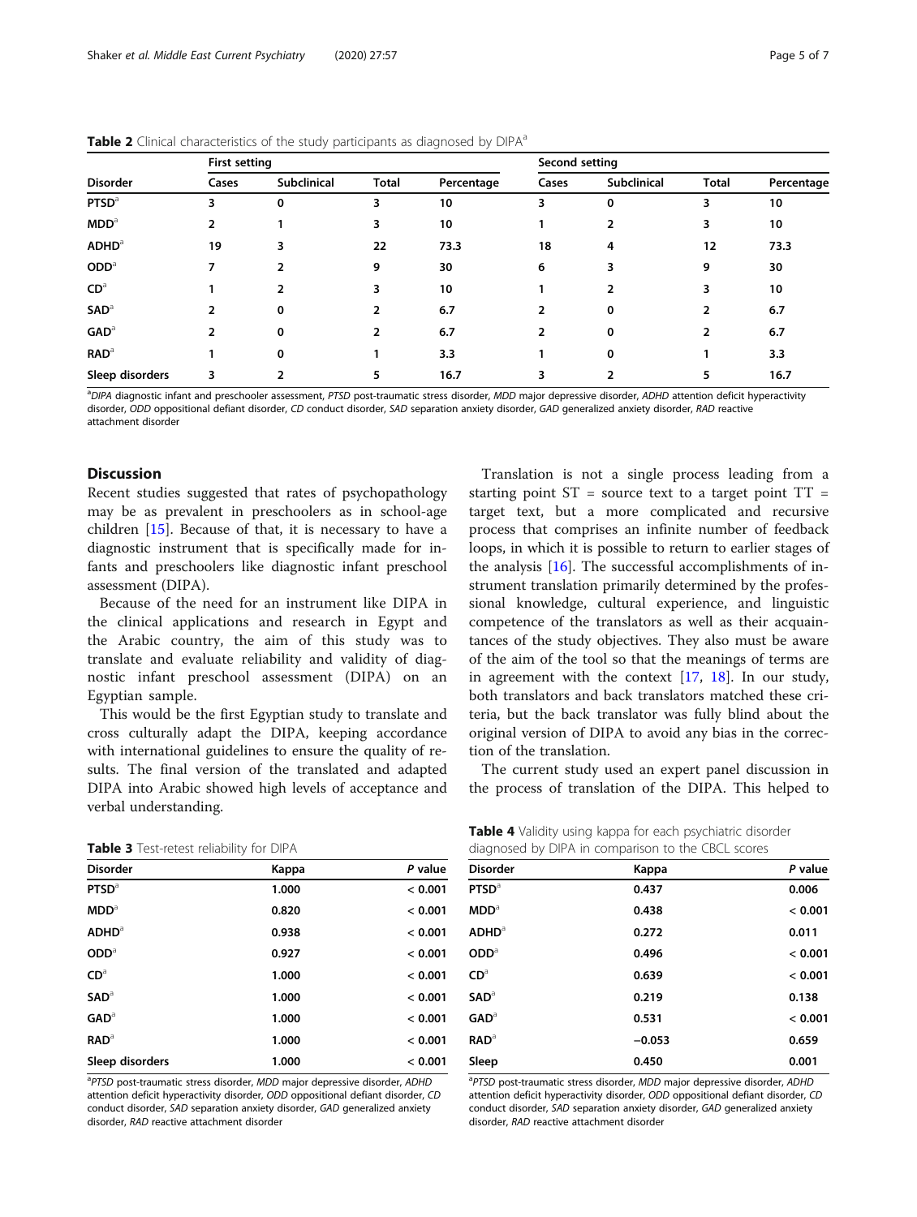**Table 2** Clinical characteristics of the study participants as diagnosed by DIPA[a]

| Disorder | First setting | | | | Second setting | | | |
|---|---|---|---|---|---|---|---|---|
| | Cases | Subclinical | Total | Percentage | Cases | Subclinical | Total | Percentage |
| **PTSD**[a] | 3 | 0 | 3 | 10 | 3 | 0 | 3 | 10 |
| **MDD**[a] | 2 | 1 | 3 | 10 | 1 | 2 | 3 | 10 |
| **ADHD**[a] | 19 | 3 | 22 | 73.3 | 18 | 4 | 12 | 73.3 |
| **ODD**[a] | 7 | 2 | 9 | 30 | 6 | 3 | 9 | 30 |
| **CD**[a] | 1 | 2 | 3 | 10 | 1 | 2 | 3 | 10 |
| **SAD**[a] | 2 | 0 | 2 | 6.7 | 2 | 0 | 2 | 6.7 |
| **GAD**[a] | 2 | 0 | 2 | 6.7 | 2 | 0 | 2 | 6.7 |
| **RAD**[a] | 1 | 0 | 1 | 3.3 | 1 | 0 | 1 | 3.3 |
| **Sleep disorders** | 3 | 2 | 5 | 16.7 | 3 | 2 | 5 | 16.7 |

[a]*DIPA* diagnostic infant and preschooler assessment, *PTSD* post-traumatic stress disorder, *MDD* major depressive disorder, *ADHD* attention deficit hyperactivity disorder, *ODD* oppositional defiant disorder, *CD* conduct disorder, *SAD* separation anxiety disorder, *GAD* generalized anxiety disorder, *RAD* reactive attachment disorder

## Discussion

Recent studies suggested that rates of psychopathology may be as prevalent in preschoolers as in school-age children [15]. Because of that, it is necessary to have a diagnostic instrument that is specifically made for infants and preschoolers like diagnostic infant preschool assessment (DIPA).

Because of the need for an instrument like DIPA in the clinical applications and research in Egypt and the Arabic country, the aim of this study was to translate and evaluate reliability and validity of diagnostic infant preschool assessment (DIPA) on an Egyptian sample.

This would be the first Egyptian study to translate and cross culturally adapt the DIPA, keeping accordance with international guidelines to ensure the quality of results. The final version of the translated and adapted DIPA into Arabic showed high levels of acceptance and verbal understanding.

Translation is not a single process leading from a starting point ST = source text to a target point TT = target text, but a more complicated and recursive process that comprises an infinite number of feedback loops, in which it is possible to return to earlier stages of the analysis [16]. The successful accomplishments of instrument translation primarily determined by the professional knowledge, cultural experience, and linguistic competence of the translators as well as their acquaintances of the study objectives. They also must be aware of the aim of the tool so that the meanings of terms are in agreement with the context [17, 18]. In our study, both translators and back translators matched these criteria, but the back translator was fully blind about the original version of DIPA to avoid any bias in the correction of the translation.

The current study used an expert panel discussion in the process of translation of the DIPA. This helped to

**Table 3** Test-retest reliability for DIPA

| Disorder | Kappa | *P* value |
|---|---|---|
| **PTSD**[a] | 1.000 | < 0.001 |
| **MDD**[a] | 0.820 | < 0.001 |
| **ADHD**[a] | 0.938 | < 0.001 |
| **ODD**[a] | 0.927 | < 0.001 |
| **CD**[a] | 1.000 | < 0.001 |
| **SAD**[a] | 1.000 | < 0.001 |
| **GAD**[a] | 1.000 | < 0.001 |
| **RAD**[a] | 1.000 | < 0.001 |
| **Sleep disorders** | 1.000 | < 0.001 |

[a]*PTSD* post-traumatic stress disorder, *MDD* major depressive disorder, *ADHD* attention deficit hyperactivity disorder, *ODD* oppositional defiant disorder, *CD* conduct disorder, *SAD* separation anxiety disorder, *GAD* generalized anxiety disorder, *RAD* reactive attachment disorder

**Table 4** Validity using kappa for each psychiatric disorder diagnosed by DIPA in comparison to the CBCL scores

| Disorder | Kappa | *P* value |
|---|---|---|
| **PTSD**[a] | 0.437 | 0.006 |
| **MDD**[a] | 0.438 | < 0.001 |
| **ADHD**[a] | 0.272 | 0.011 |
| **ODD**[a] | 0.496 | < 0.001 |
| **CD**[a] | 0.639 | < 0.001 |
| **SAD**[a] | 0.219 | 0.138 |
| **GAD**[a] | 0.531 | < 0.001 |
| **RAD**[a] | −0.053 | 0.659 |
| **Sleep** | 0.450 | 0.001 |

[a]*PTSD* post-traumatic stress disorder, *MDD* major depressive disorder, *ADHD* attention deficit hyperactivity disorder, *ODD* oppositional defiant disorder, *CD* conduct disorder, *SAD* separation anxiety disorder, *GAD* generalized anxiety disorder, *RAD* reactive attachment disorder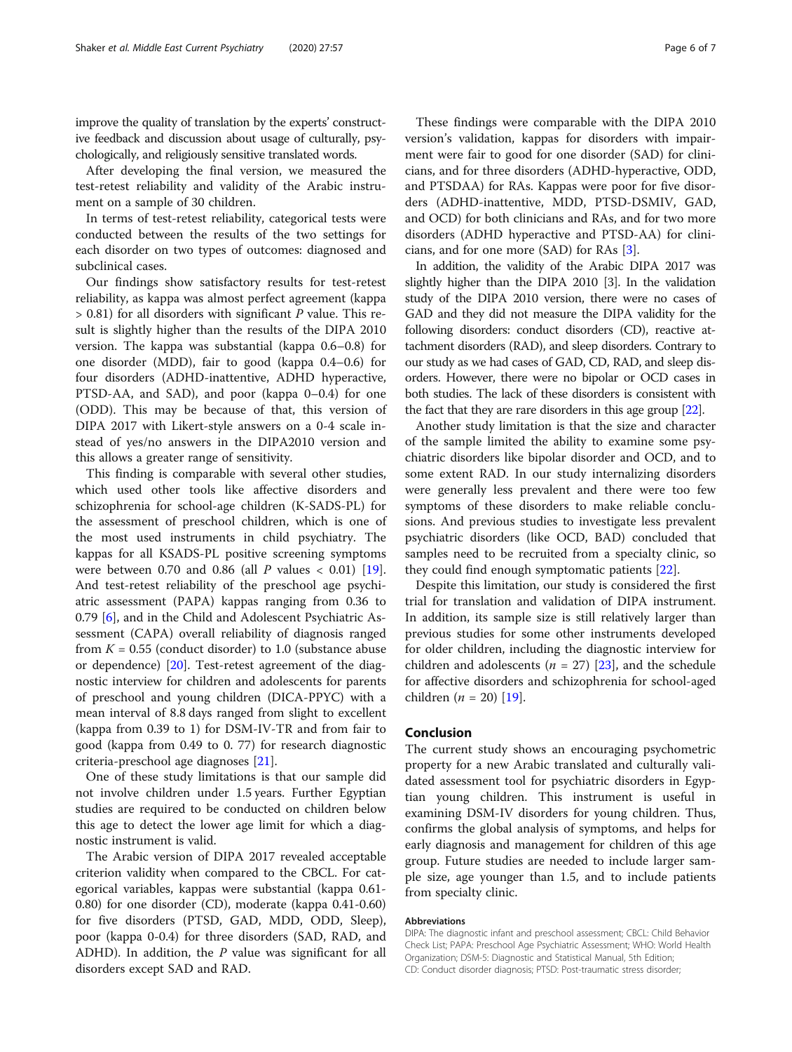improve the quality of translation by the experts' constructive feedback and discussion about usage of culturally, psychologically, and religiously sensitive translated words.

After developing the final version, we measured the test-retest reliability and validity of the Arabic instrument on a sample of 30 children.

In terms of test-retest reliability, categorical tests were conducted between the results of the two settings for each disorder on two types of outcomes: diagnosed and subclinical cases.

Our findings show satisfactory results for test-retest reliability, as kappa was almost perfect agreement (kappa > 0.81) for all disorders with significant *P* value. This result is slightly higher than the results of the DIPA 2010 version. The kappa was substantial (kappa 0.6–0.8) for one disorder (MDD), fair to good (kappa 0.4–0.6) for four disorders (ADHD-inattentive, ADHD hyperactive, PTSD-AA, and SAD), and poor (kappa 0–0.4) for one (ODD). This may be because of that, this version of DIPA 2017 with Likert-style answers on a 0-4 scale instead of yes/no answers in the DIPA2010 version and this allows a greater range of sensitivity.

This finding is comparable with several other studies, which used other tools like affective disorders and schizophrenia for school-age children (K-SADS-PL) for the assessment of preschool children, which is one of the most used instruments in child psychiatry. The kappas for all KSADS-PL positive screening symptoms were between 0.70 and 0.86 (all *P* values < 0.01) [19]. And test-retest reliability of the preschool age psychiatric assessment (PAPA) kappas ranging from 0.36 to 0.79 [6], and in the Child and Adolescent Psychiatric Assessment (CAPA) overall reliability of diagnosis ranged from $K = 0.55$ (conduct disorder) to 1.0 (substance abuse or dependence) [20]. Test-retest agreement of the diagnostic interview for children and adolescents for parents of preschool and young children (DICA-PPYC) with a mean interval of 8.8 days ranged from slight to excellent (kappa from 0.39 to 1) for DSM-IV-TR and from fair to good (kappa from 0.49 to 0. 77) for research diagnostic criteria-preschool age diagnoses [21].

One of these study limitations is that our sample did not involve children under 1.5 years. Further Egyptian studies are required to be conducted on children below this age to detect the lower age limit for which a diagnostic instrument is valid.

The Arabic version of DIPA 2017 revealed acceptable criterion validity when compared to the CBCL. For categorical variables, kappas were substantial (kappa 0.61-0.80) for one disorder (CD), moderate (kappa 0.41-0.60) for five disorders (PTSD, GAD, MDD, ODD, Sleep), poor (kappa 0-0.4) for three disorders (SAD, RAD, and ADHD). In addition, the *P* value was significant for all disorders except SAD and RAD.

These findings were comparable with the DIPA 2010 version's validation, kappas for disorders with impairment were fair to good for one disorder (SAD) for clinicians, and for three disorders (ADHD-hyperactive, ODD, and PTSDAA) for RAs. Kappas were poor for five disorders (ADHD-inattentive, MDD, PTSD-DSMIV, GAD, and OCD) for both clinicians and RAs, and for two more disorders (ADHD hyperactive and PTSD-AA) for clinicians, and for one more (SAD) for RAs [3].

In addition, the validity of the Arabic DIPA 2017 was slightly higher than the DIPA 2010 [3]. In the validation study of the DIPA 2010 version, there were no cases of GAD and they did not measure the DIPA validity for the following disorders: conduct disorders (CD), reactive attachment disorders (RAD), and sleep disorders. Contrary to our study as we had cases of GAD, CD, RAD, and sleep disorders. However, there were no bipolar or OCD cases in both studies. The lack of these disorders is consistent with the fact that they are rare disorders in this age group [22].

Another study limitation is that the size and character of the sample limited the ability to examine some psychiatric disorders like bipolar disorder and OCD, and to some extent RAD. In our study internalizing disorders were generally less prevalent and there were too few symptoms of these disorders to make reliable conclusions. And previous studies to investigate less prevalent psychiatric disorders (like OCD, BAD) concluded that samples need to be recruited from a specialty clinic, so they could find enough symptomatic patients [22].

Despite this limitation, our study is considered the first trial for translation and validation of DIPA instrument. In addition, its sample size is still relatively larger than previous studies for some other instruments developed for older children, including the diagnostic interview for children and adolescents ($n = 27$) [23], and the schedule for affective disorders and schizophrenia for school-aged children ($n = 20$) [19].

## Conclusion

The current study shows an encouraging psychometric property for a new Arabic translated and culturally validated assessment tool for psychiatric disorders in Egyptian young children. This instrument is useful in examining DSM-IV disorders for young children. Thus, confirms the global analysis of symptoms, and helps for early diagnosis and management for children of this age group. Future studies are needed to include larger sample size, age younger than 1.5, and to include patients from specialty clinic.

#### Abbreviations

DIPA: The diagnostic infant and preschool assessment; CBCL: Child Behavior Check List; PAPA: Preschool Age Psychiatric Assessment; WHO: World Health Organization; DSM-5: Diagnostic and Statistical Manual, 5th Edition; CD: Conduct disorder diagnosis; PTSD: Post-traumatic stress disorder;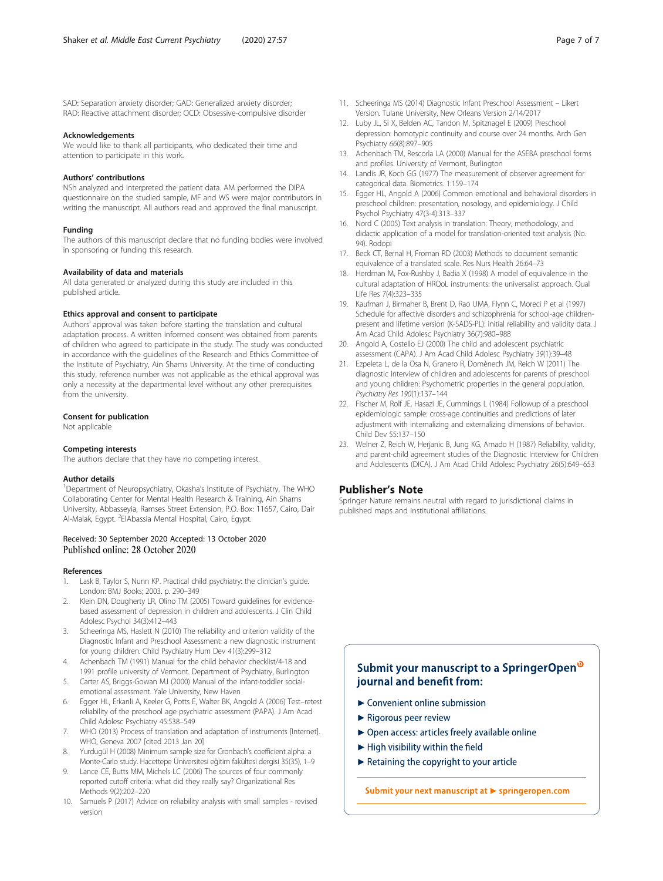SAD: Separation anxiety disorder; GAD: Generalized anxiety disorder; RAD: Reactive attachment disorder; OCD: Obsessive-compulsive disorder

### Acknowledgements

We would like to thank all participants, who dedicated their time and attention to participate in this work.

### Authors' contributions

NSh analyzed and interpreted the patient data. AM performed the DIPA questionnaire on the studied sample, MF and WS were major contributors in writing the manuscript. All authors read and approved the final manuscript.

### Funding

The authors of this manuscript declare that no funding bodies were involved in sponsoring or funding this research.

### Availability of data and materials

All data generated or analyzed during this study are included in this published article.

### Ethics approval and consent to participate

Authors' approval was taken before starting the translation and cultural adaptation process. A written informed consent was obtained from parents of children who agreed to participate in the study. The study was conducted in accordance with the guidelines of the Research and Ethics Committee of the Institute of Psychiatry, Ain Shams University. At the time of conducting this study, reference number was not applicable as the ethical approval was only a necessity at the departmental level without any other prerequisites from the university.

### Consent for publication

Not applicable

### Competing interests

The authors declare that they have no competing interest.

### Author details

[1]Department of Neuropsychiatry, Okasha's Institute of Psychiatry, The WHO Collaborating Center for Mental Health Research & Training, Ain Shams University, Abbasseyia, Ramses Street Extension, P.O. Box: 11657, Cairo, Dair Al-Malak, Egypt. [2]ElAbassia Mental Hospital, Cairo, Egypt.

Received: 30 September 2020 Accepted: 13 October 2020
Published online: 28 October 2020

### References

1. Lask B, Taylor S, Nunn KP. Practical child psychiatry: the clinician's guide. London: BMJ Books; 2003. p. 290–349
2. Klein DN, Dougherty LR, Olino TM (2005) Toward guidelines for evidence-based assessment of depression in children and adolescents. J Clin Child Adolesc Psychol 34(3):412–443
3. Scheeringa MS, Haslett N (2010) The reliability and criterion validity of the Diagnostic Infant and Preschool Assessment: a new diagnostic instrument for young children. Child Psychiatry Hum Dev *41*(3):299–312
4. Achenbach TM (1991) Manual for the child behavior checklist/4-18 and 1991 profile university of Vermont. Department of Psychiatry, Burlington
5. Carter AS, Briggs-Gowan MJ (2000) Manual of the infant-toddler social-emotional assessment. Yale University, New Haven
6. Egger HL, Erkanli A, Keeler G, Potts E, Walter BK, Angold A (2006) Test–retest reliability of the preschool age psychiatric assessment (PAPA). J Am Acad Child Adolesc Psychiatry 45:538–549
7. WHO (2013) Process of translation and adaptation of instruments [Internet]. WHO, Geneva 2007 [cited 2013 Jan 20]
8. Yurdugül H (2008) Minimum sample size for Cronbach's coefficient alpha: a Monte-Carlo study. Hacettepe Üniversitesi eğitim fakültesi dergisi 35(35), 1–9
9. Lance CE, Butts MM, Michels LC (2006) The sources of four commonly reported cutoff criteria: what did they really say? Organizational Res Methods 9(2):202–220
10. Samuels P (2017) Advice on reliability analysis with small samples - revised version
11. Scheeringa MS (2014) Diagnostic Infant Preschool Assessment – Likert Version. Tulane University, New Orleans Version 2/14/2017
12. Luby JL, Si X, Belden AC, Tandon M, Spitznagel E (2009) Preschool depression: homotypic continuity and course over 24 months. Arch Gen Psychiatry *66*(8):897–905
13. Achenbach TM, Rescorla LA (2000) Manual for the ASEBA preschool forms and profiles. University of Vermont, Burlington
14. Landis JR, Koch GG (1977) The measurement of observer agreement for categorical data. Biometrics. 1:159–174
15. Egger HL, Angold A (2006) Common emotional and behavioral disorders in preschool children: presentation, nosology, and epidemiology. J Child Psychol Psychiatry 47(3-4):313–337
16. Nord C (2005) Text analysis in translation: Theory, methodology, and didactic application of a model for translation-oriented text analysis (No. 94). Rodopi
17. Beck CT, Bernal H, Froman RD (2003) Methods to document semantic equivalence of a translated scale. Res Nurs Health 26:64–73
18. Herdman M, Fox-Rushby J, Badia X (1998) A model of equivalence in the cultural adaptation of HRQoL instruments: the universalist approach. Qual Life Res 7(4):323–335
19. Kaufman J, Birmaher B, Brent D, Rao UMA, Flynn C, Moreci P et al (1997) Schedule for affective disorders and schizophrenia for school-age children-present and lifetime version (K-SADS-PL): initial reliability and validity data. J Am Acad Child Adolesc Psychiatry 36(7):980–988
20. Angold A, Costello EJ (2000) The child and adolescent psychiatric assessment (CAPA). J Am Acad Child Adolesc Psychiatry *39*(1):39–48
21. Ezpeleta L, de la Osa N, Granero R, Domènech JM, Reich W (2011) The diagnostic interview of children and adolescents for parents of preschool and young children: Psychometric properties in the general population. *Psychiatry Res 190*(1):137–144
22. Fischer M, Rolf JE, Hasazi JE, Cummings L (1984) Followup of a preschool epidemiologic sample: cross-age continuities and predictions of later adjustment with internalizing and externalizing dimensions of behavior. Child Dev 55:137–150
23. Welner Z, Reich W, Herjanic B, Jung KG, Amado H (1987) Reliability, validity, and parent-child agreement studies of the Diagnostic Interview for Children and Adolescents (DICA). J Am Acad Child Adolesc Psychiatry 26(5):649–653

## Publisher's Note

Springer Nature remains neutral with regard to jurisdictional claims in published maps and institutional affiliations.

**Submit your manuscript to a SpringerOpen journal and benefit from:**

- Convenient online submission
- Rigorous peer review
- Open access: articles freely available online
- High visibility within the field
- Retaining the copyright to your article

Submit your next manuscript at ► springeropen.com